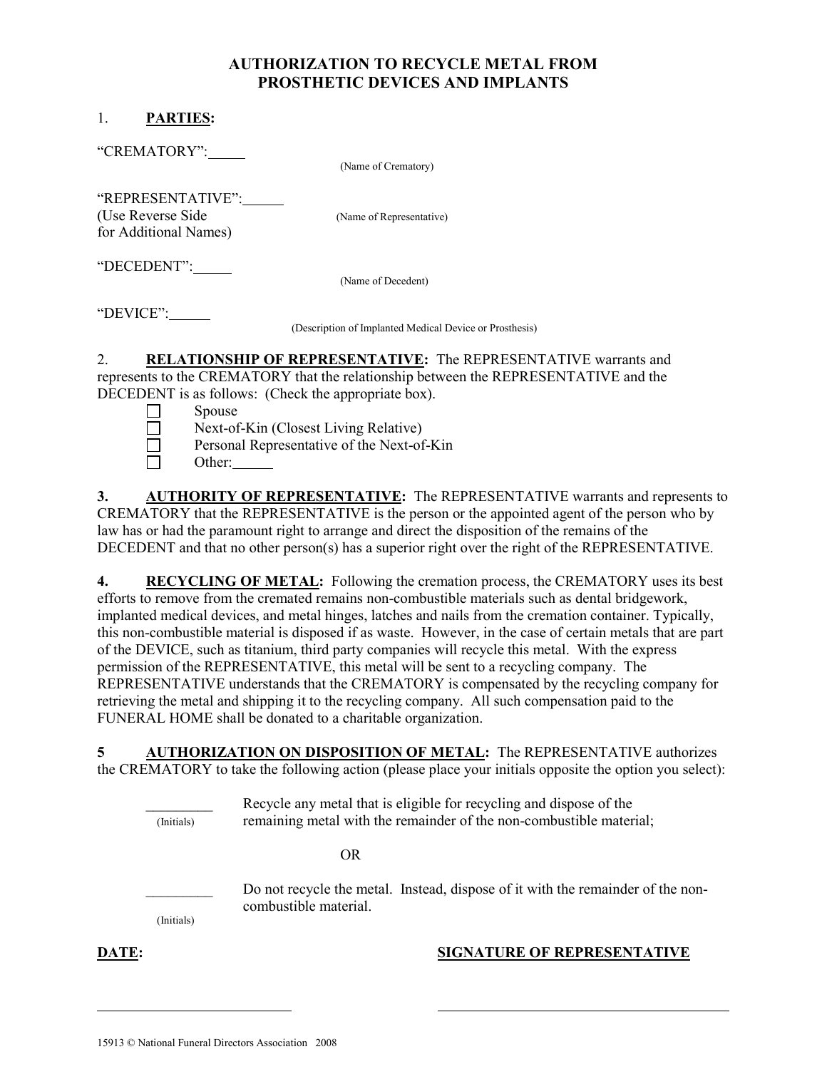# AUTHORIZATION TO RECYCLE METAL FROM PROSTHETIC DEVICES AND IMPLANTS

1. **PARTIES:**

"CREMATORY": _____
(Name of Crematory)

"REPRESENTATIVE": _____
(Use Reverse Side for Additional Names)
(Name of Representative)

"DECEDENT": _____
(Name of Decedent)

"DEVICE": _____
(Description of Implanted Medical Device or Prosthesis)

2. **RELATIONSHIP OF REPRESENTATIVE:** The REPRESENTATIVE warrants and represents to the CREMATORY that the relationship between the REPRESENTATIVE and the DECEDENT is as follows: (Check the appropriate box).

- ☐ Spouse
- ☐ Next-of-Kin (Closest Living Relative)
- ☐ Personal Representative of the Next-of-Kin
- ☐ Other: _____

**3. AUTHORITY OF REPRESENTATIVE:** The REPRESENTATIVE warrants and represents to CREMATORY that the REPRESENTATIVE is the person or the appointed agent of the person who by law has or had the paramount right to arrange and direct the disposition of the remains of the DECEDENT and that no other person(s) has a superior right over the right of the REPRESENTATIVE.

**4. RECYCLING OF METAL:** Following the cremation process, the CREMATORY uses its best efforts to remove from the cremated remains non-combustible materials such as dental bridgework, implanted medical devices, and metal hinges, latches and nails from the cremation container. Typically, this non-combustible material is disposed if as waste. However, in the case of certain metals that are part of the DEVICE, such as titanium, third party companies will recycle this metal. With the express permission of the REPRESENTATIVE, this metal will be sent to a recycling company. The REPRESENTATIVE understands that the CREMATORY is compensated by the recycling company for retrieving the metal and shipping it to the recycling company. All such compensation paid to the FUNERAL HOME shall be donated to a charitable organization.

**5 AUTHORIZATION ON DISPOSITION OF METAL:** The REPRESENTATIVE authorizes the CREMATORY to take the following action (please place your initials opposite the option you select):

_________ (Initials) Recycle any metal that is eligible for recycling and dispose of the remaining metal with the remainder of the non-combustible material;

OR

_________ (Initials) Do not recycle the metal. Instead, dispose of it with the remainder of the non-combustible material.

**DATE:** ____________________

**SIGNATURE OF REPRESENTATIVE** ____________________

15913 © National Funeral Directors Association 2008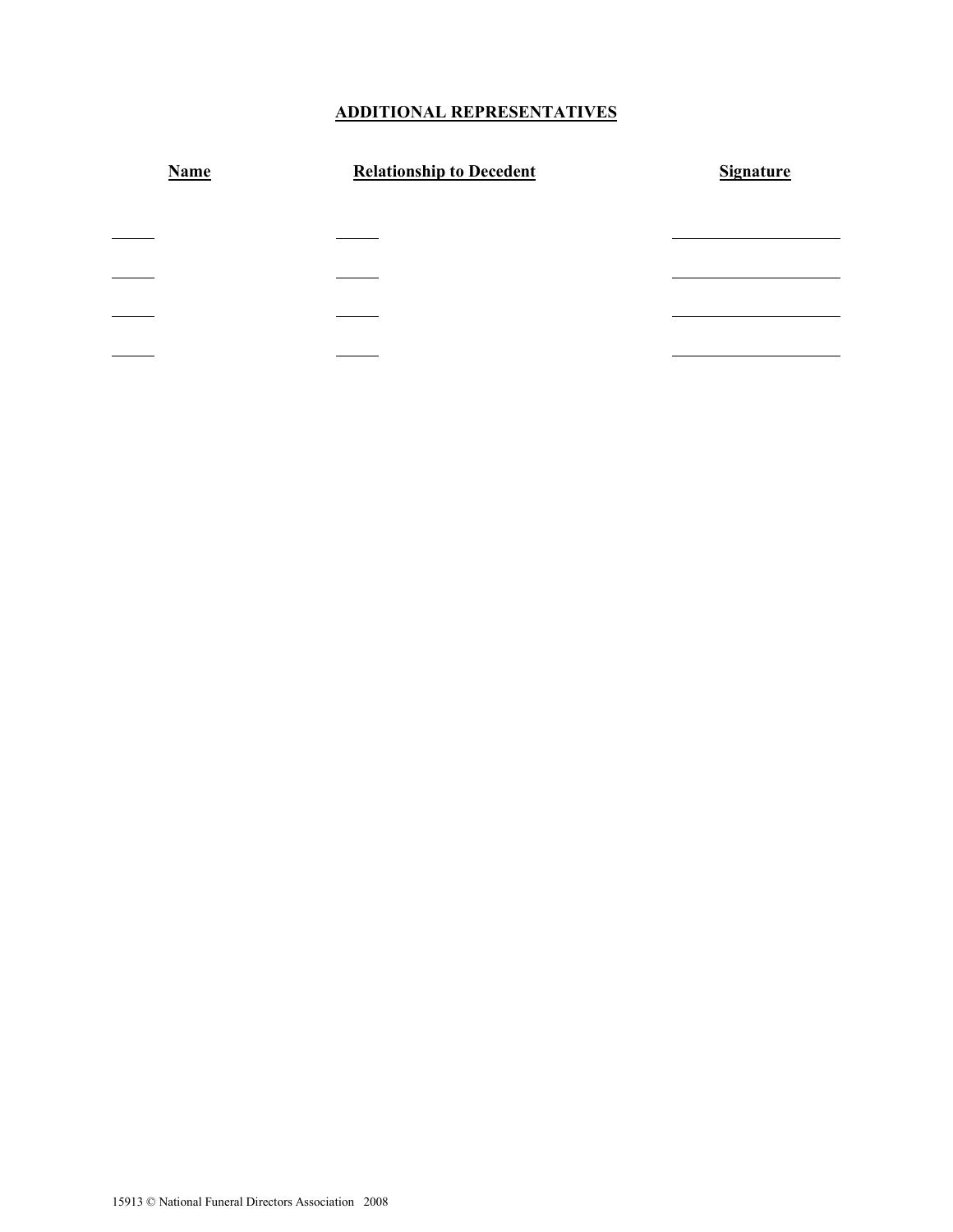## ADDITIONAL REPRESENTATIVES

| Name | Relationship to Decedent | Signature |
| --- | --- | --- |
| ______ | ______ | ______________________ |
| ______ | ______ | ______________________ |
| ______ | ______ | ______________________ |
| ______ | ______ | ______________________ |

15913 © National Funeral Directors Association 2008